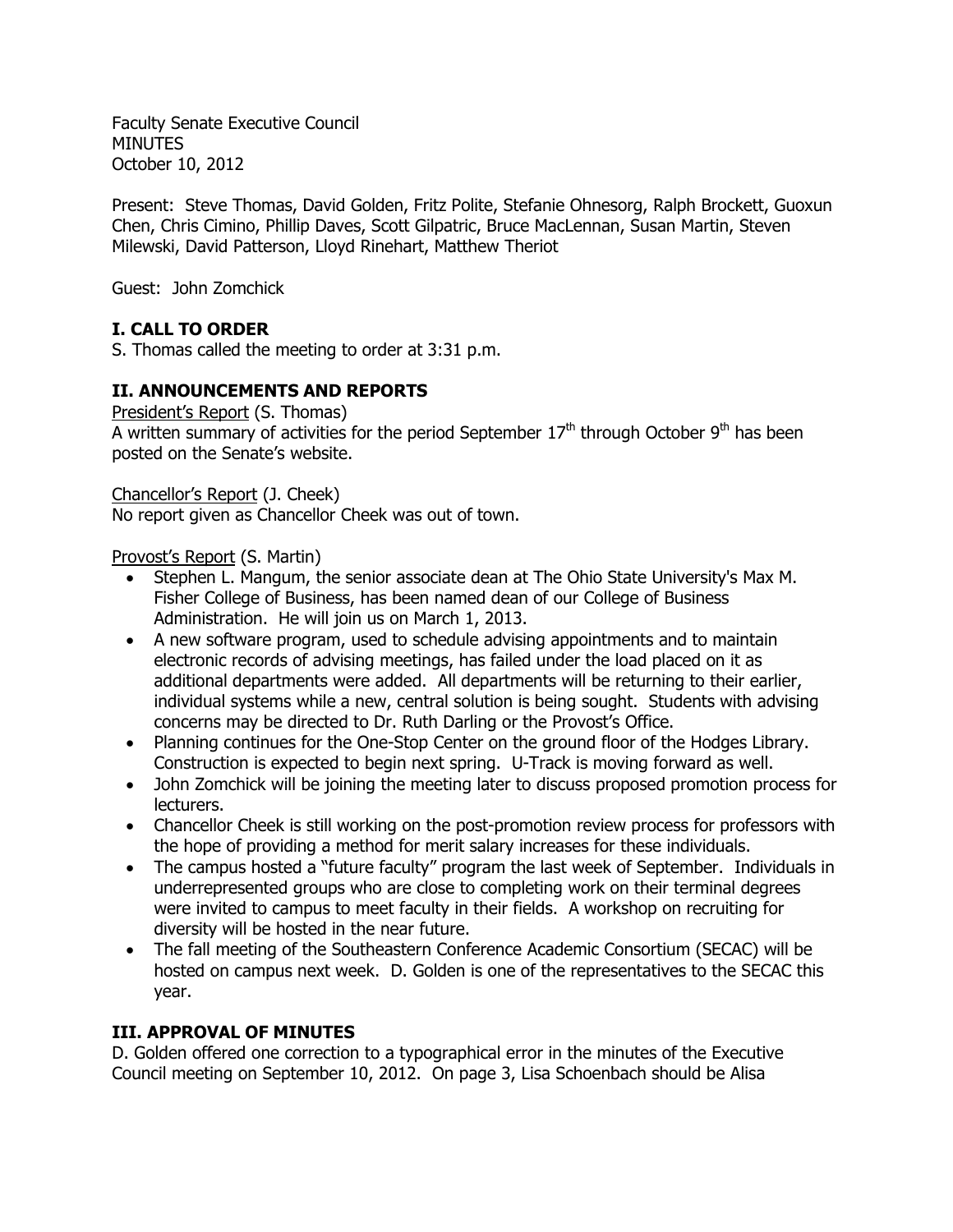Faculty Senate Executive Council
MINUTES
October 10, 2012

Present: Steve Thomas, David Golden, Fritz Polite, Stefanie Ohnesorg, Ralph Brockett, Guoxun Chen, Chris Cimino, Phillip Daves, Scott Gilpatric, Bruce MacLennan, Susan Martin, Steven Milewski, David Patterson, Lloyd Rinehart, Matthew Theriot

Guest: John Zomchick

## I. CALL TO ORDER

S. Thomas called the meeting to order at 3:31 p.m.

## II. ANNOUNCEMENTS AND REPORTS

President's Report (S. Thomas)
A written summary of activities for the period September 17th through October 9th has been posted on the Senate's website.

Chancellor's Report (J. Cheek)
No report given as Chancellor Cheek was out of town.

Provost's Report (S. Martin)

- Stephen L. Mangum, the senior associate dean at The Ohio State University's Max M. Fisher College of Business, has been named dean of our College of Business Administration. He will join us on March 1, 2013.
- A new software program, used to schedule advising appointments and to maintain electronic records of advising meetings, has failed under the load placed on it as additional departments were added. All departments will be returning to their earlier, individual systems while a new, central solution is being sought. Students with advising concerns may be directed to Dr. Ruth Darling or the Provost's Office.
- Planning continues for the One-Stop Center on the ground floor of the Hodges Library. Construction is expected to begin next spring. U-Track is moving forward as well.
- John Zomchick will be joining the meeting later to discuss proposed promotion process for lecturers.
- Chancellor Cheek is still working on the post-promotion review process for professors with the hope of providing a method for merit salary increases for these individuals.
- The campus hosted a "future faculty" program the last week of September. Individuals in underrepresented groups who are close to completing work on their terminal degrees were invited to campus to meet faculty in their fields. A workshop on recruiting for diversity will be hosted in the near future.
- The fall meeting of the Southeastern Conference Academic Consortium (SECAC) will be hosted on campus next week. D. Golden is one of the representatives to the SECAC this year.

## III. APPROVAL OF MINUTES

D. Golden offered one correction to a typographical error in the minutes of the Executive Council meeting on September 10, 2012. On page 3, Lisa Schoenbach should be Alisa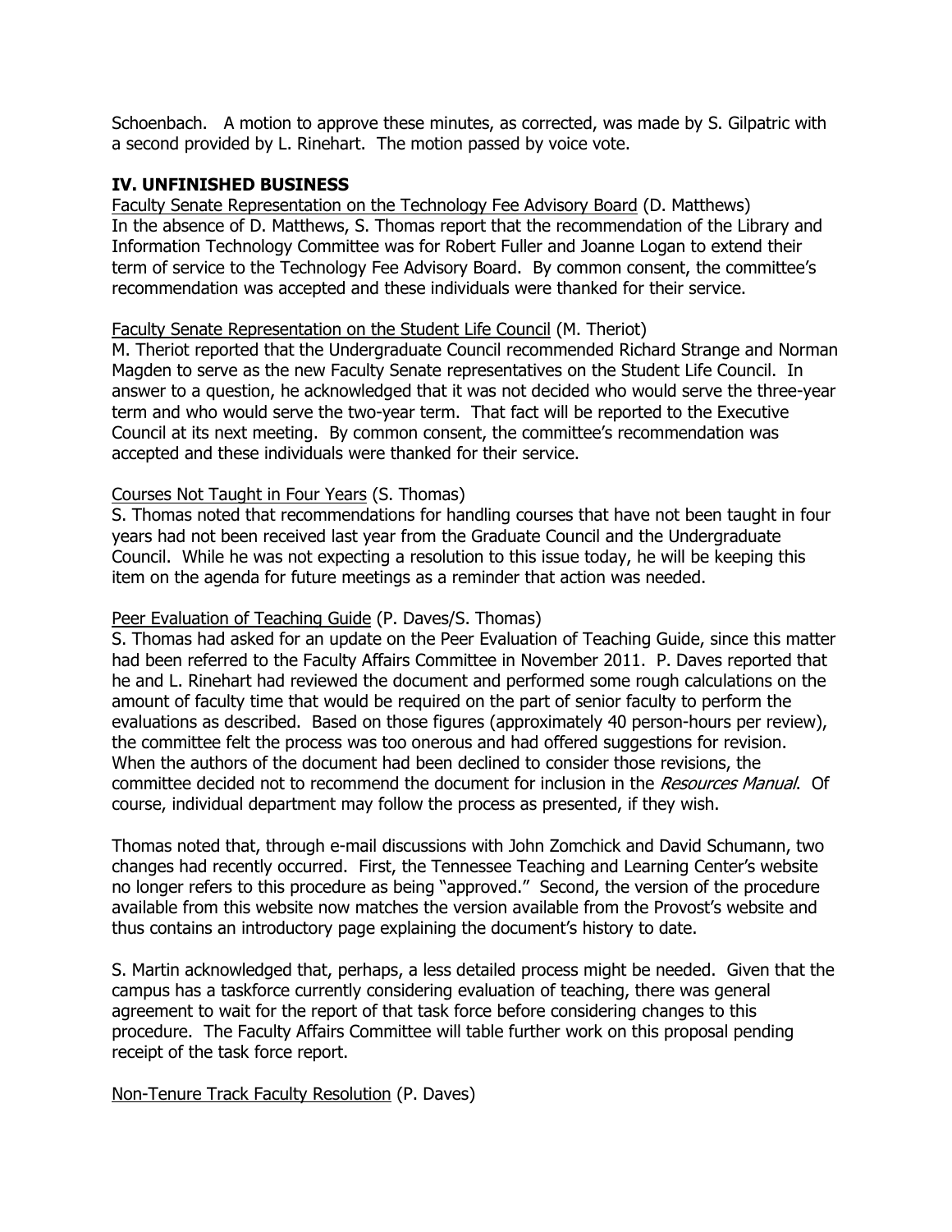Schoenbach. A motion to approve these minutes, as corrected, was made by S. Gilpatric with a second provided by L. Rinehart. The motion passed by voice vote.

## IV. UNFINISHED BUSINESS

Faculty Senate Representation on the Technology Fee Advisory Board (D. Matthews)
In the absence of D. Matthews, S. Thomas report that the recommendation of the Library and Information Technology Committee was for Robert Fuller and Joanne Logan to extend their term of service to the Technology Fee Advisory Board. By common consent, the committee's recommendation was accepted and these individuals were thanked for their service.

Faculty Senate Representation on the Student Life Council (M. Theriot)
M. Theriot reported that the Undergraduate Council recommended Richard Strange and Norman Magden to serve as the new Faculty Senate representatives on the Student Life Council. In answer to a question, he acknowledged that it was not decided who would serve the three-year term and who would serve the two-year term. That fact will be reported to the Executive Council at its next meeting. By common consent, the committee's recommendation was accepted and these individuals were thanked for their service.

Courses Not Taught in Four Years (S. Thomas)
S. Thomas noted that recommendations for handling courses that have not been taught in four years had not been received last year from the Graduate Council and the Undergraduate Council. While he was not expecting a resolution to this issue today, he will be keeping this item on the agenda for future meetings as a reminder that action was needed.

Peer Evaluation of Teaching Guide (P. Daves/S. Thomas)
S. Thomas had asked for an update on the Peer Evaluation of Teaching Guide, since this matter had been referred to the Faculty Affairs Committee in November 2011. P. Daves reported that he and L. Rinehart had reviewed the document and performed some rough calculations on the amount of faculty time that would be required on the part of senior faculty to perform the evaluations as described. Based on those figures (approximately 40 person-hours per review), the committee felt the process was too onerous and had offered suggestions for revision. When the authors of the document had been declined to consider those revisions, the committee decided not to recommend the document for inclusion in the *Resources Manual*. Of course, individual department may follow the process as presented, if they wish.

Thomas noted that, through e-mail discussions with John Zomchick and David Schumann, two changes had recently occurred. First, the Tennessee Teaching and Learning Center's website no longer refers to this procedure as being "approved." Second, the version of the procedure available from this website now matches the version available from the Provost's website and thus contains an introductory page explaining the document's history to date.

S. Martin acknowledged that, perhaps, a less detailed process might be needed. Given that the campus has a taskforce currently considering evaluation of teaching, there was general agreement to wait for the report of that task force before considering changes to this procedure. The Faculty Affairs Committee will table further work on this proposal pending receipt of the task force report.

Non-Tenure Track Faculty Resolution (P. Daves)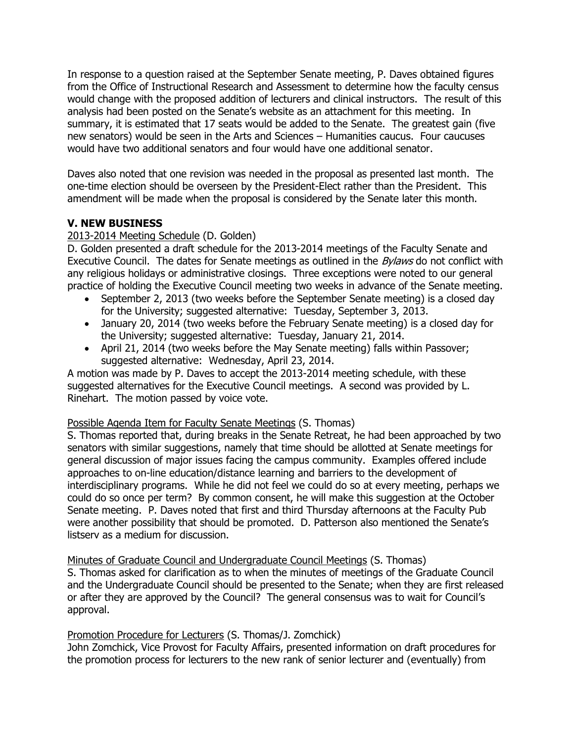In response to a question raised at the September Senate meeting, P. Daves obtained figures from the Office of Instructional Research and Assessment to determine how the faculty census would change with the proposed addition of lecturers and clinical instructors. The result of this analysis had been posted on the Senate's website as an attachment for this meeting. In summary, it is estimated that 17 seats would be added to the Senate. The greatest gain (five new senators) would be seen in the Arts and Sciences – Humanities caucus. Four caucuses would have two additional senators and four would have one additional senator.

Daves also noted that one revision was needed in the proposal as presented last month. The one-time election should be overseen by the President-Elect rather than the President. This amendment will be made when the proposal is considered by the Senate later this month.

## V. NEW BUSINESS

2013-2014 Meeting Schedule (D. Golden)

D. Golden presented a draft schedule for the 2013-2014 meetings of the Faculty Senate and Executive Council. The dates for Senate meetings as outlined in the *Bylaws* do not conflict with any religious holidays or administrative closings. Three exceptions were noted to our general practice of holding the Executive Council meeting two weeks in advance of the Senate meeting.

- September 2, 2013 (two weeks before the September Senate meeting) is a closed day for the University; suggested alternative: Tuesday, September 3, 2013.
- January 20, 2014 (two weeks before the February Senate meeting) is a closed day for the University; suggested alternative: Tuesday, January 21, 2014.
- April 21, 2014 (two weeks before the May Senate meeting) falls within Passover; suggested alternative: Wednesday, April 23, 2014.

A motion was made by P. Daves to accept the 2013-2014 meeting schedule, with these suggested alternatives for the Executive Council meetings. A second was provided by L. Rinehart. The motion passed by voice vote.

Possible Agenda Item for Faculty Senate Meetings (S. Thomas)

S. Thomas reported that, during breaks in the Senate Retreat, he had been approached by two senators with similar suggestions, namely that time should be allotted at Senate meetings for general discussion of major issues facing the campus community. Examples offered include approaches to on-line education/distance learning and barriers to the development of interdisciplinary programs. While he did not feel we could do so at every meeting, perhaps we could do so once per term? By common consent, he will make this suggestion at the October Senate meeting. P. Daves noted that first and third Thursday afternoons at the Faculty Pub were another possibility that should be promoted. D. Patterson also mentioned the Senate's listserv as a medium for discussion.

Minutes of Graduate Council and Undergraduate Council Meetings (S. Thomas)

S. Thomas asked for clarification as to when the minutes of meetings of the Graduate Council and the Undergraduate Council should be presented to the Senate; when they are first released or after they are approved by the Council? The general consensus was to wait for Council's approval.

Promotion Procedure for Lecturers (S. Thomas/J. Zomchick)

John Zomchick, Vice Provost for Faculty Affairs, presented information on draft procedures for the promotion process for lecturers to the new rank of senior lecturer and (eventually) from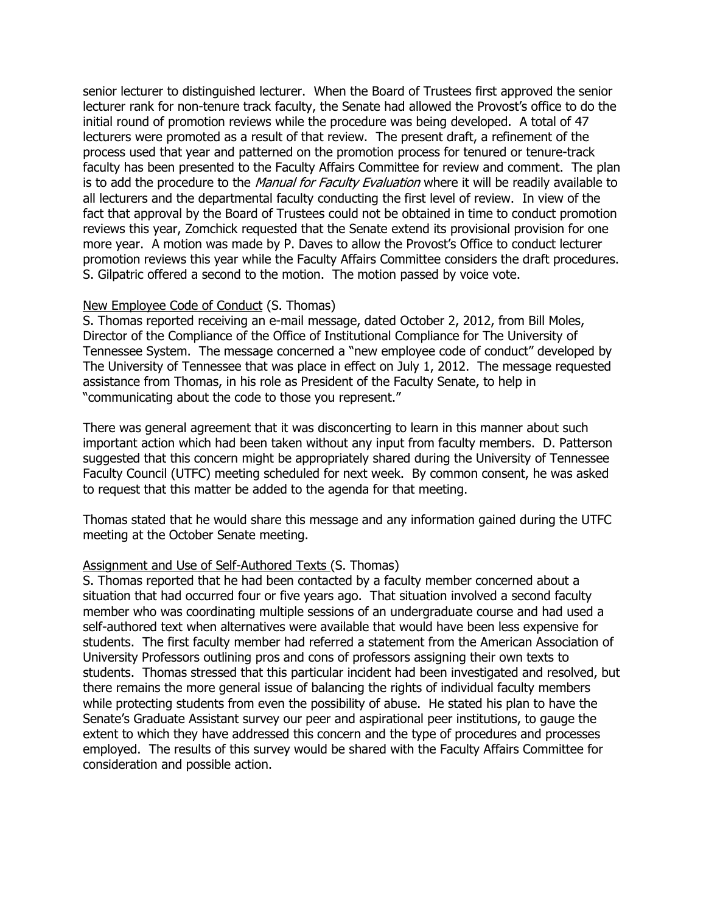senior lecturer to distinguished lecturer. When the Board of Trustees first approved the senior lecturer rank for non-tenure track faculty, the Senate had allowed the Provost's office to do the initial round of promotion reviews while the procedure was being developed. A total of 47 lecturers were promoted as a result of that review. The present draft, a refinement of the process used that year and patterned on the promotion process for tenured or tenure-track faculty has been presented to the Faculty Affairs Committee for review and comment. The plan is to add the procedure to the *Manual for Faculty Evaluation* where it will be readily available to all lecturers and the departmental faculty conducting the first level of review. In view of the fact that approval by the Board of Trustees could not be obtained in time to conduct promotion reviews this year, Zomchick requested that the Senate extend its provisional provision for one more year. A motion was made by P. Daves to allow the Provost's Office to conduct lecturer promotion reviews this year while the Faculty Affairs Committee considers the draft procedures. S. Gilpatric offered a second to the motion. The motion passed by voice vote.

<u>New Employee Code of Conduct</u> (S. Thomas)
S. Thomas reported receiving an e-mail message, dated October 2, 2012, from Bill Moles, Director of the Compliance of the Office of Institutional Compliance for The University of Tennessee System. The message concerned a "new employee code of conduct" developed by The University of Tennessee that was place in effect on July 1, 2012. The message requested assistance from Thomas, in his role as President of the Faculty Senate, to help in "communicating about the code to those you represent."

There was general agreement that it was disconcerting to learn in this manner about such important action which had been taken without any input from faculty members. D. Patterson suggested that this concern might be appropriately shared during the University of Tennessee Faculty Council (UTFC) meeting scheduled for next week. By common consent, he was asked to request that this matter be added to the agenda for that meeting.

Thomas stated that he would share this message and any information gained during the UTFC meeting at the October Senate meeting.

<u>Assignment and Use of Self-Authored Texts</u> (S. Thomas)
S. Thomas reported that he had been contacted by a faculty member concerned about a situation that had occurred four or five years ago. That situation involved a second faculty member who was coordinating multiple sessions of an undergraduate course and had used a self-authored text when alternatives were available that would have been less expensive for students. The first faculty member had referred a statement from the American Association of University Professors outlining pros and cons of professors assigning their own texts to students. Thomas stressed that this particular incident had been investigated and resolved, but there remains the more general issue of balancing the rights of individual faculty members while protecting students from even the possibility of abuse. He stated his plan to have the Senate's Graduate Assistant survey our peer and aspirational peer institutions, to gauge the extent to which they have addressed this concern and the type of procedures and processes employed. The results of this survey would be shared with the Faculty Affairs Committee for consideration and possible action.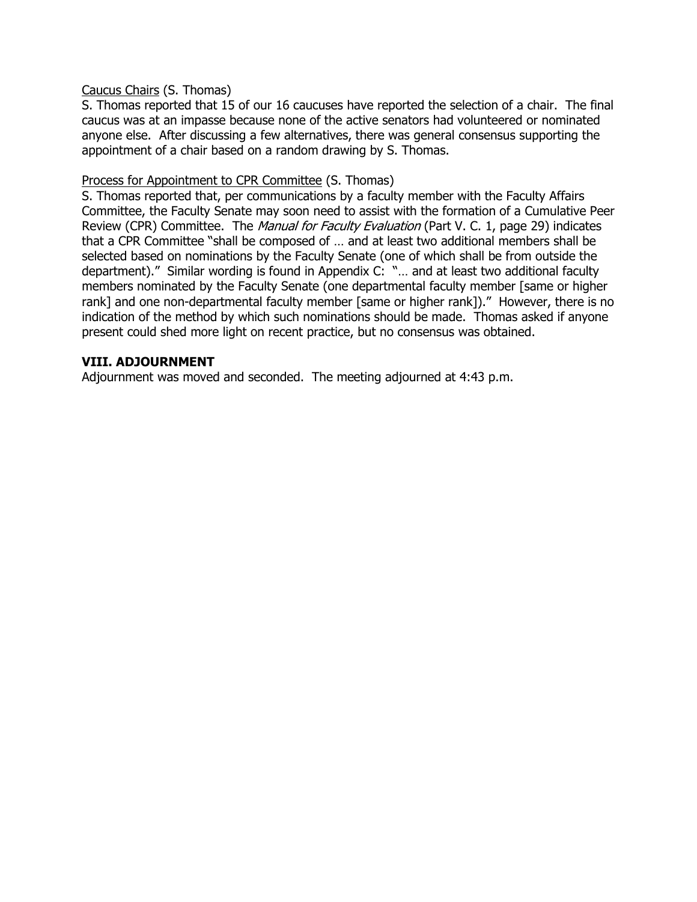Caucus Chairs (S. Thomas)

S. Thomas reported that 15 of our 16 caucuses have reported the selection of a chair. The final caucus was at an impasse because none of the active senators had volunteered or nominated anyone else. After discussing a few alternatives, there was general consensus supporting the appointment of a chair based on a random drawing by S. Thomas.

Process for Appointment to CPR Committee (S. Thomas)

S. Thomas reported that, per communications by a faculty member with the Faculty Affairs Committee, the Faculty Senate may soon need to assist with the formation of a Cumulative Peer Review (CPR) Committee. The *Manual for Faculty Evaluation* (Part V. C. 1, page 29) indicates that a CPR Committee "shall be composed of … and at least two additional members shall be selected based on nominations by the Faculty Senate (one of which shall be from outside the department)." Similar wording is found in Appendix C: "… and at least two additional faculty members nominated by the Faculty Senate (one departmental faculty member [same or higher rank] and one non-departmental faculty member [same or higher rank])." However, there is no indication of the method by which such nominations should be made. Thomas asked if anyone present could shed more light on recent practice, but no consensus was obtained.

### VIII. ADJOURNMENT

Adjournment was moved and seconded. The meeting adjourned at 4:43 p.m.